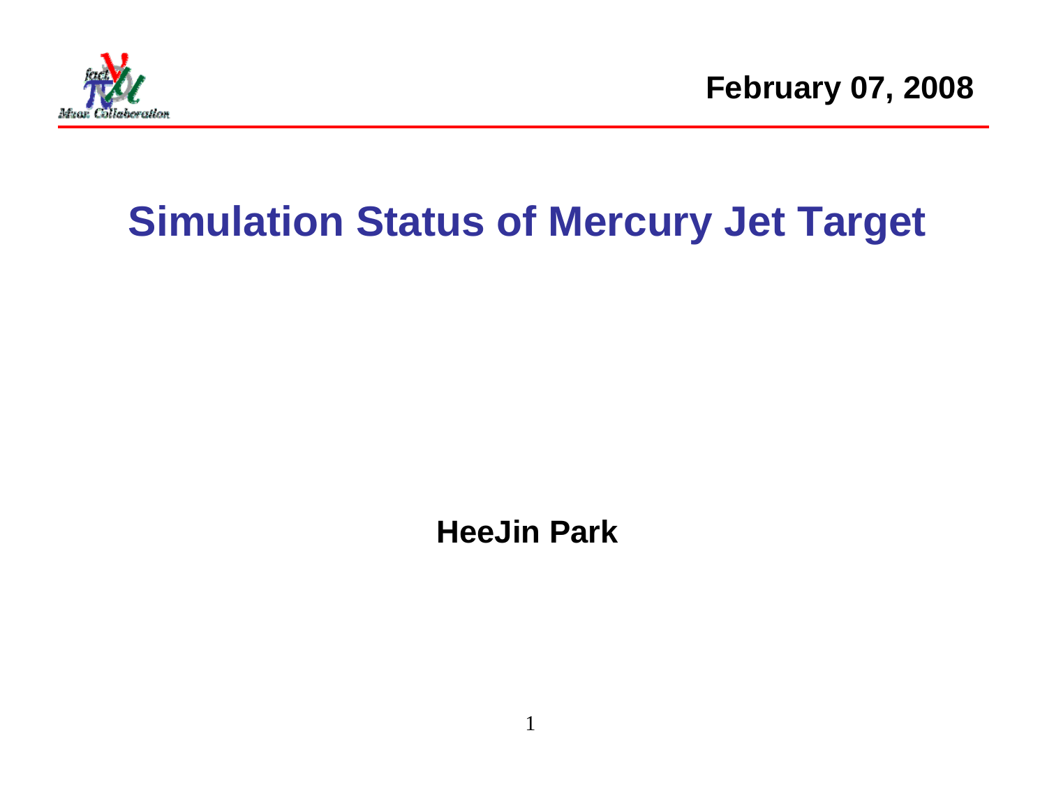February 07, 2008

# Simulation Status of Mercury Jet Target

**HeeJin Park**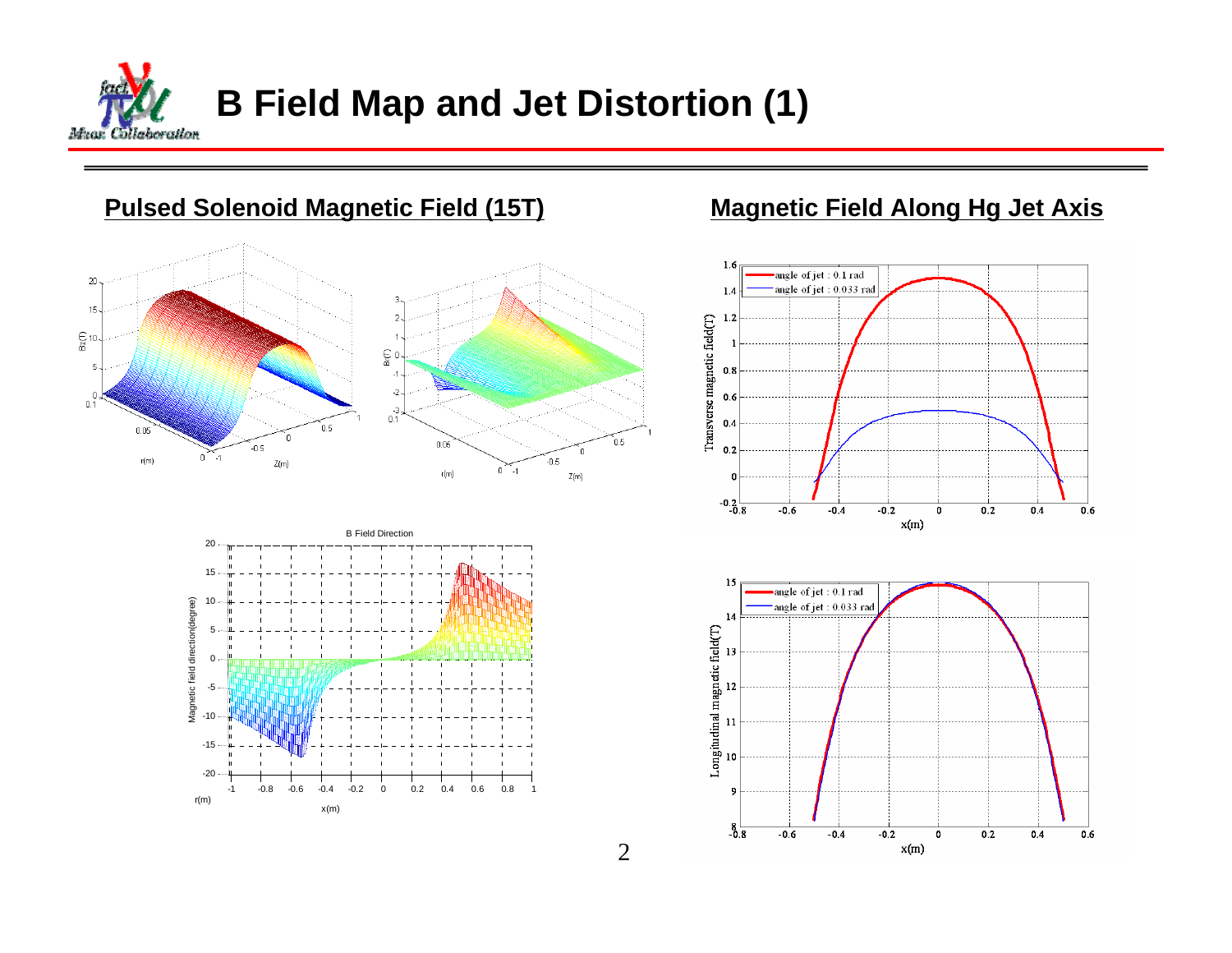# B Field Map and Jet Distortion (1)

## Pulsed Solenoid Magnetic Field (15T)

## Magnetic Field Along Hg Jet Axis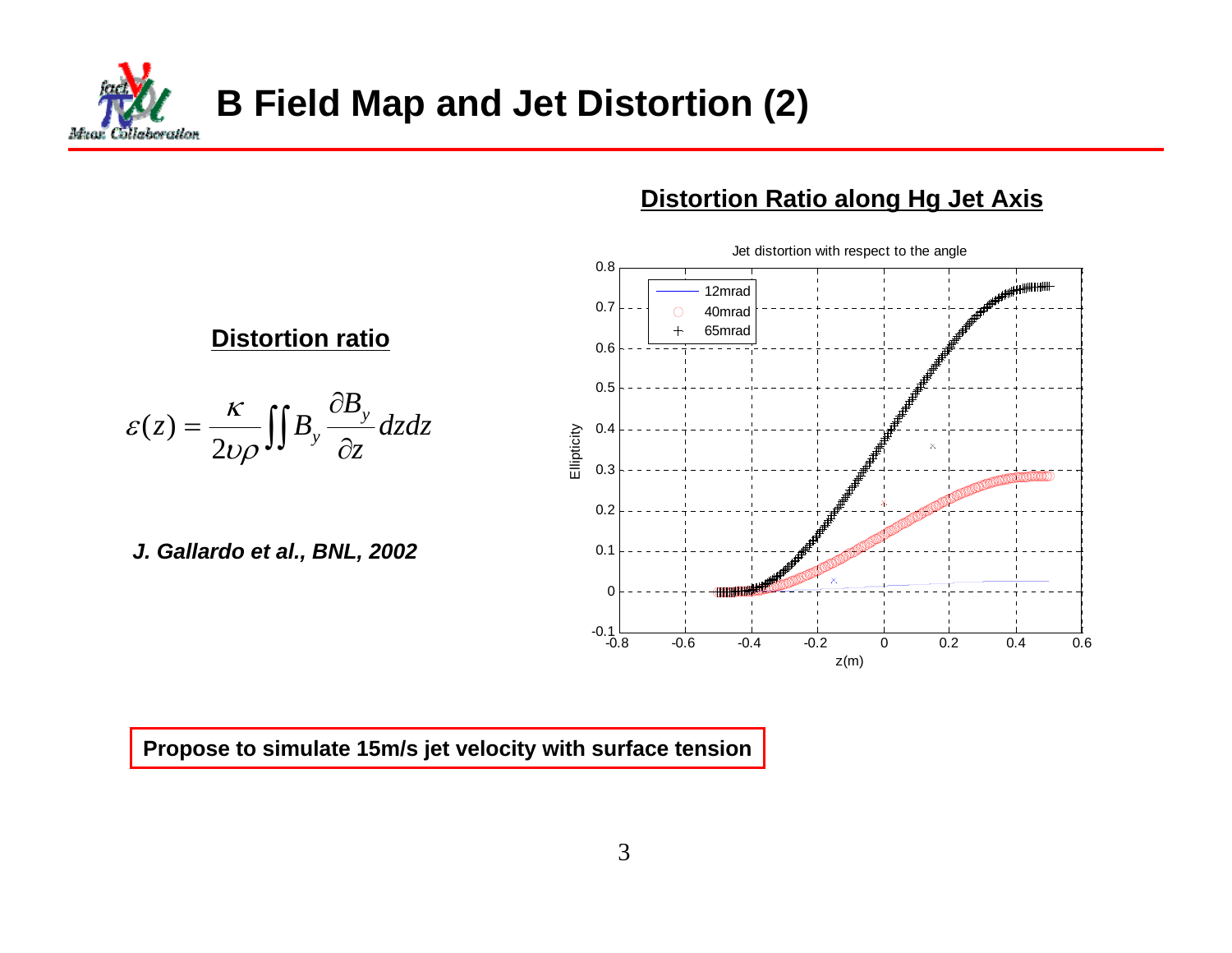# B Field Map and Jet Distortion (2)

## Distortion ratio

$$\varepsilon(z) = \frac{\kappa}{2\upsilon\rho} \iint B_y \frac{\partial B_y}{\partial z} dz dz$$

***J. Gallardo et al., BNL, 2002***

## Distortion Ratio along Hg Jet Axis

Jet distortion with respect to the angle

**Propose to simulate 15m/s jet velocity with surface tension**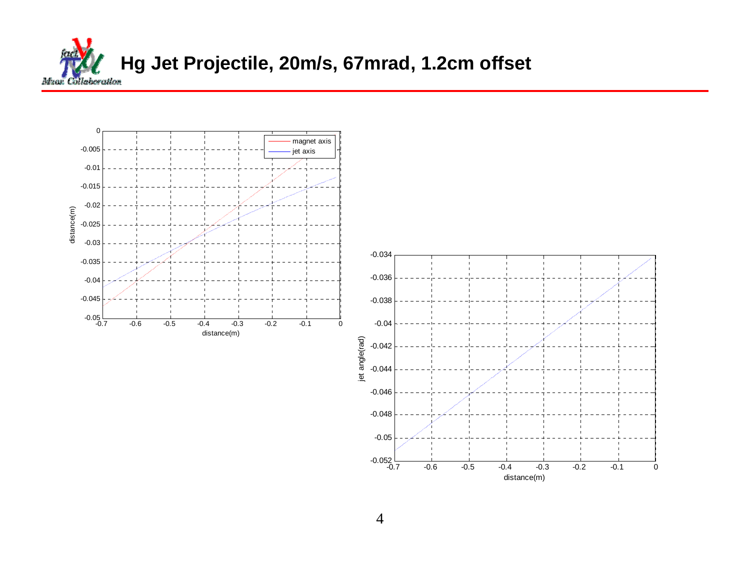# Hg Jet Projectile, 20m/s, 67mrad, 1.2cm offset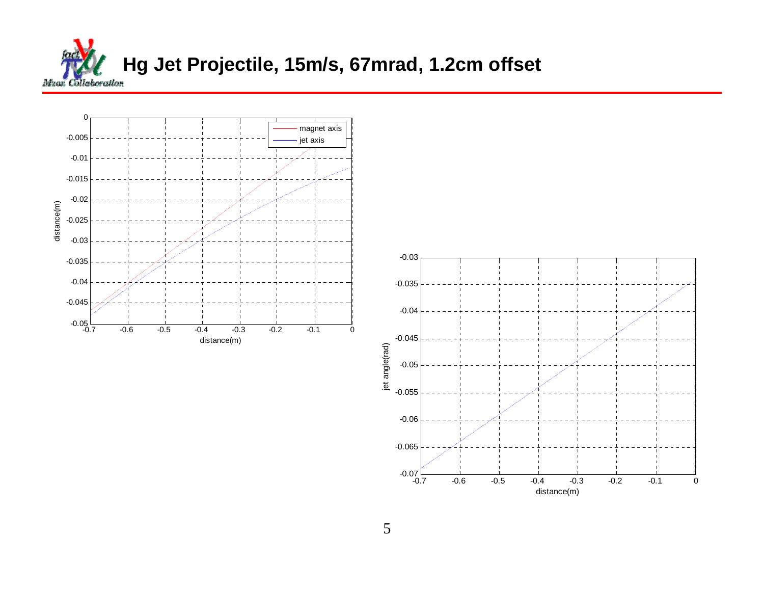# Hg Jet Projectile, 15m/s, 67mrad, 1.2cm offset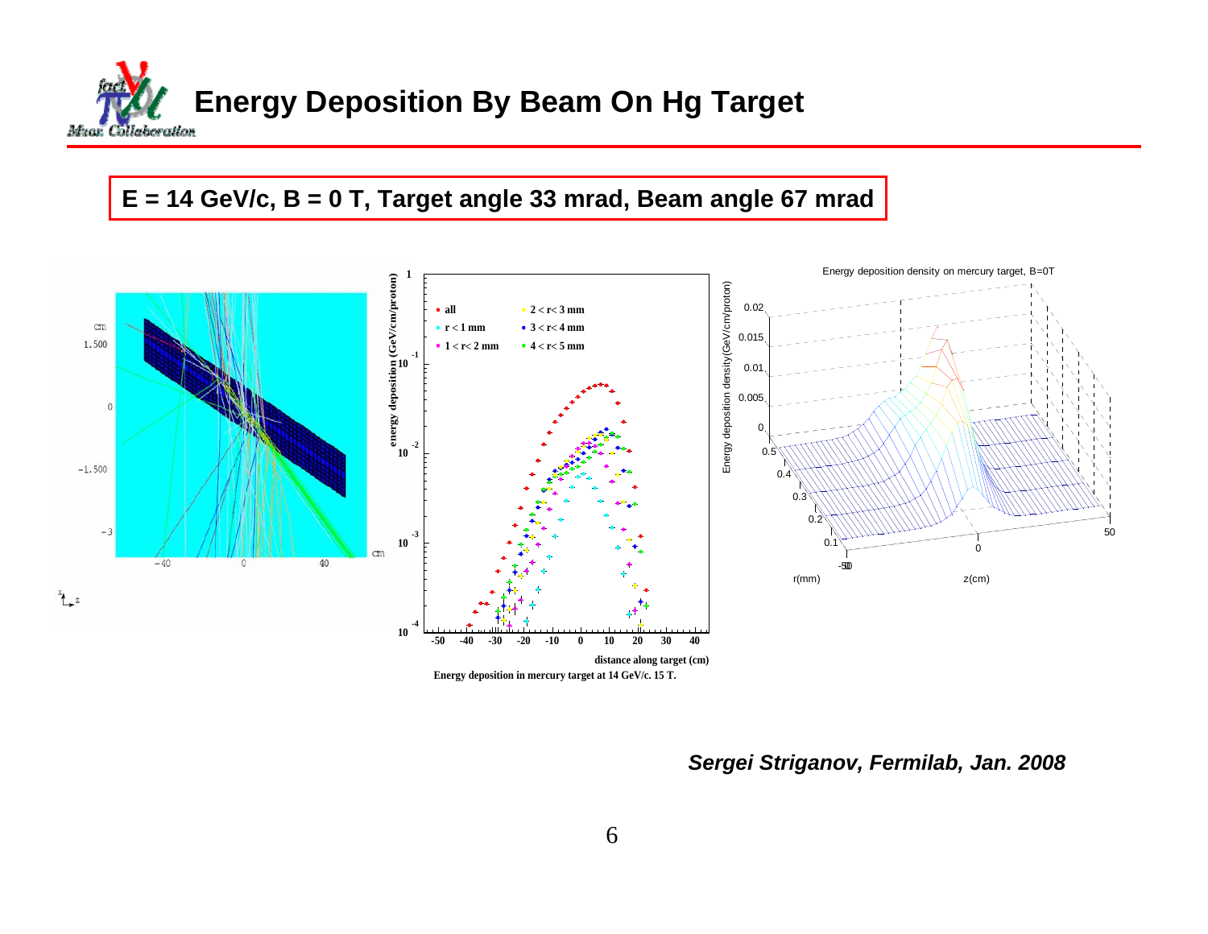# Energy Deposition By Beam On Hg Target

**E = 14 GeV/c, B = 0 T, Target angle 33 mrad, Beam angle 67 mrad**

Energy deposition in mercury target at 14 GeV/c. 15 T.

*Sergei Striganov, Fermilab, Jan. 2008*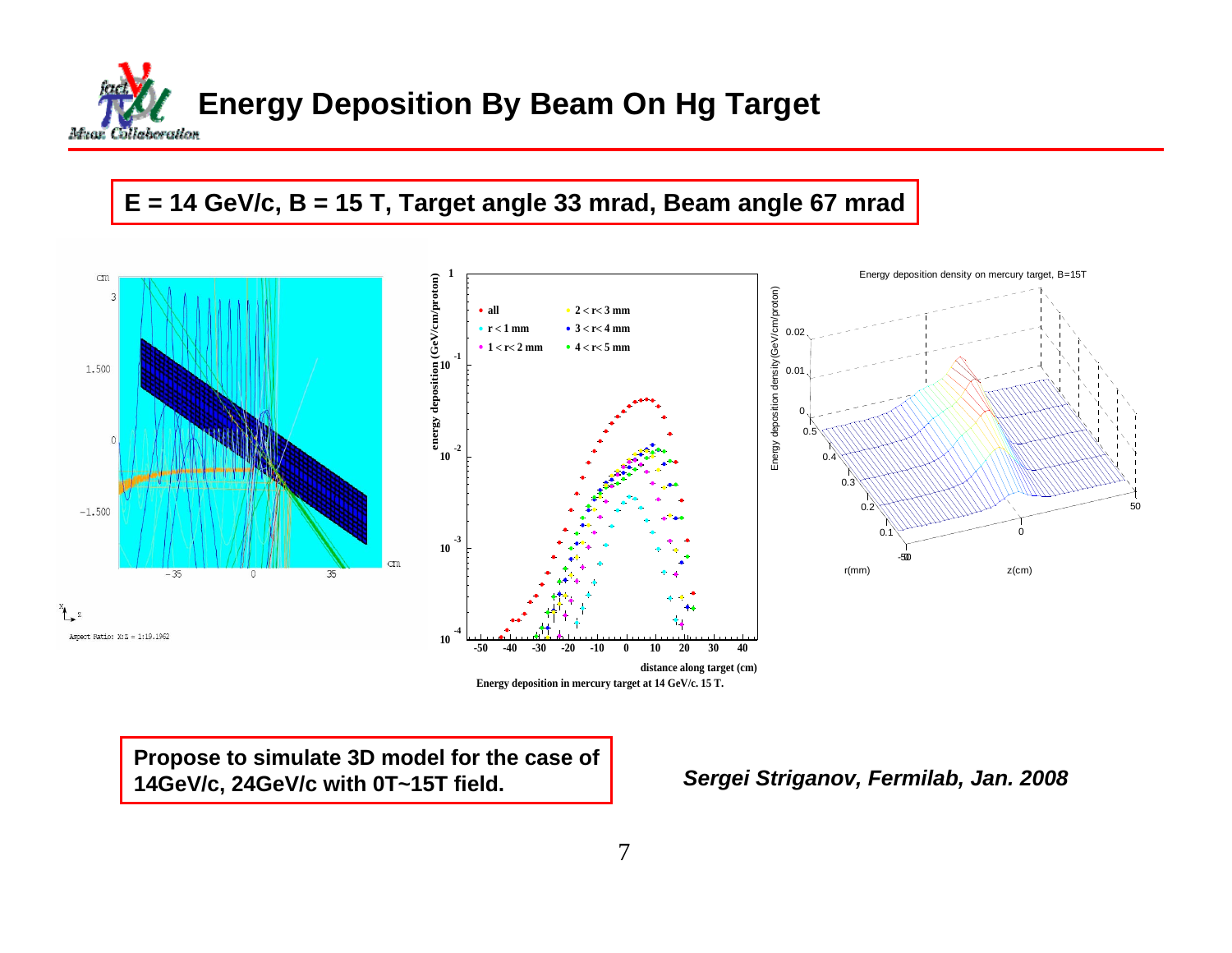# Energy Deposition By Beam On Hg Target

**E = 14 GeV/c, B = 15 T, Target angle 33 mrad, Beam angle 67 mrad**

Energy deposition in mercury target at 14 GeV/c. 15 T.

**Propose to simulate 3D model for the case of 14GeV/c, 24GeV/c with 0T~15T field.**

***Sergei Striganov, Fermilab, Jan. 2008***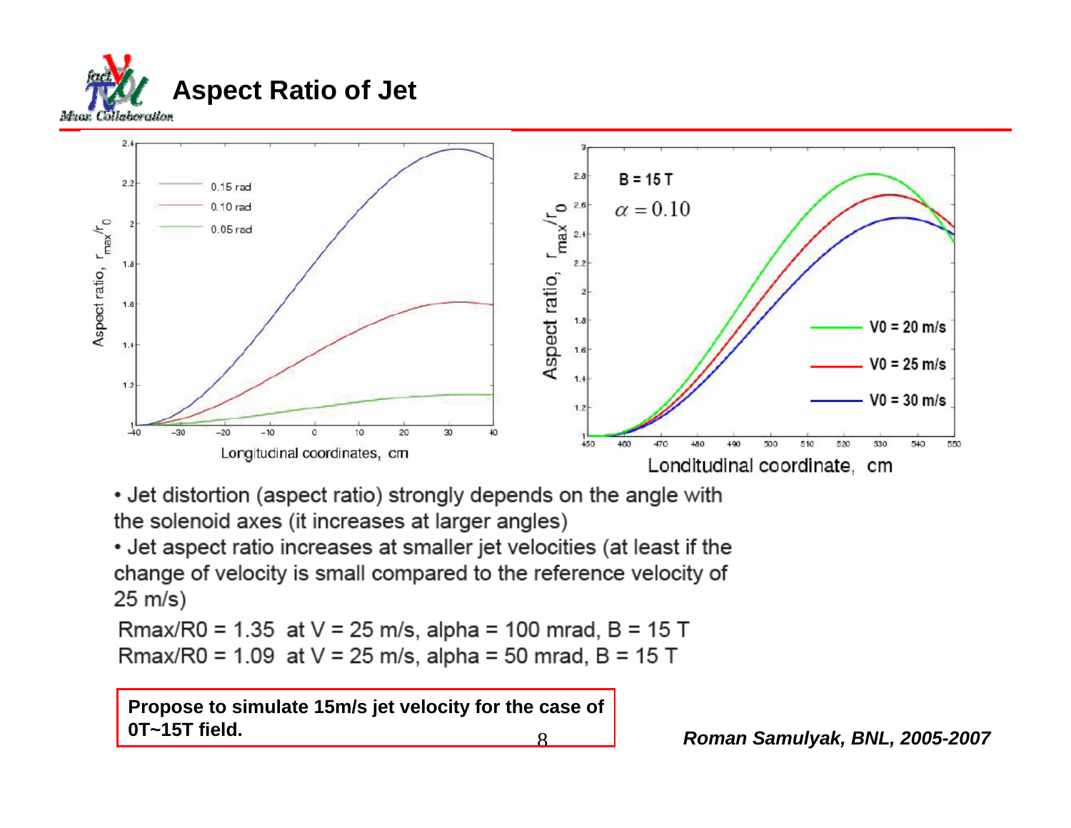# Aspect Ratio of Jet

- Jet distortion (aspect ratio) strongly depends on the angle with the solenoid axes (it increases at larger angles)
- Jet aspect ratio increases at smaller jet velocities (at least if the change of velocity is small compared to the reference velocity of 25 m/s)

Rmax/R0 = 1.35 at V = 25 m/s, alpha = 100 mrad, B = 15 T
Rmax/R0 = 1.09 at V = 25 m/s, alpha = 50 mrad, B = 15 T

**Propose to simulate 15m/s jet velocity for the case of 0T~15T field.**

***Roman Samulyak, BNL, 2005-2007***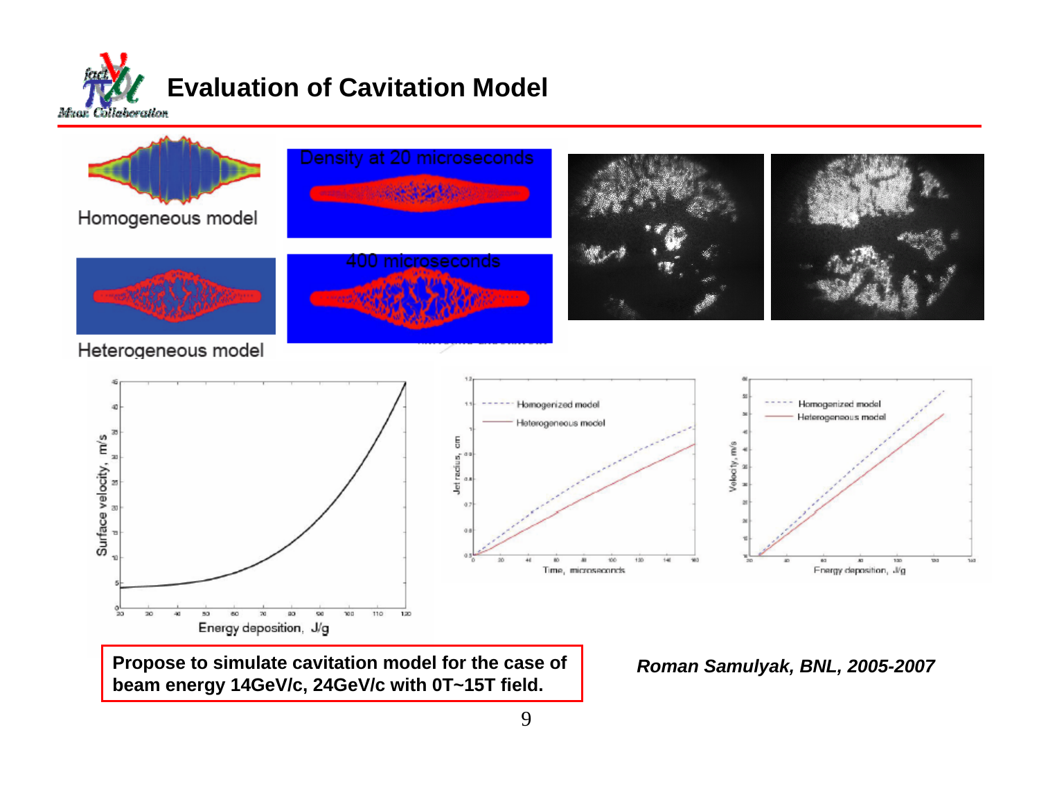# Evaluation of Cavitation Model

Homogeneous model

Density at 20 microseconds

400 microseconds

Heterogeneous model

Surface velocity, m/s

Energy deposition, J/g

Homogenized model

Heterogeneous model

Jet radius, cm

Time, microseconds

Homogenized model

Heterogeneous model

Velocity, m/s

Energy deposition, J/g

**Propose to simulate cavitation model for the case of beam energy 14GeV/c, 24GeV/c with 0T~15T field.**

***Roman Samulyak, BNL, 2005-2007***